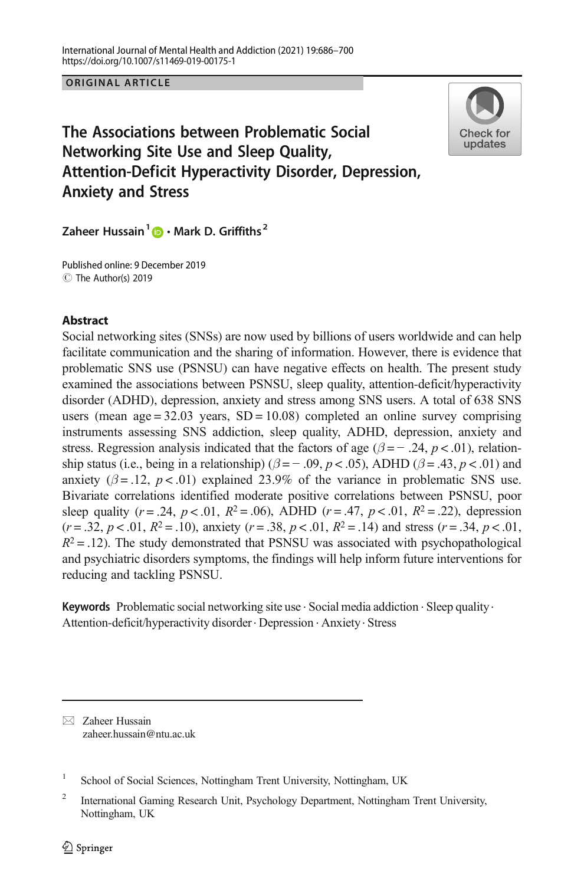ORIGINAL ARTICLE

# The Associations between Problematic Social Networking Site Use and Sleep Quality, Attention-Deficit Hyperactivity Disorder, Depression, Anxiety and Stress

**Zaheer Hussain**[1] **· Mark D. Griffiths**[2]

Published online: 9 December 2019
© The Author(s) 2019

## Abstract

Social networking sites (SNSs) are now used by billions of users worldwide and can help facilitate communication and the sharing of information. However, there is evidence that problematic SNS use (PSNSU) can have negative effects on health. The present study examined the associations between PSNSU, sleep quality, attention-deficit/hyperactivity disorder (ADHD), depression, anxiety and stress among SNS users. A total of 638 SNS users (mean age = 32.03 years, SD = 10.08) completed an online survey comprising instruments assessing SNS addiction, sleep quality, ADHD, depression, anxiety and stress. Regression analysis indicated that the factors of age ($\beta = -.24$, $p < .01$), relationship status (i.e., being in a relationship) ($\beta = -.09$, $p < .05$), ADHD ($\beta = .43$, $p < .01$) and anxiety ($\beta = .12$, $p < .01$) explained 23.9% of the variance in problematic SNS use. Bivariate correlations identified moderate positive correlations between PSNSU, poor sleep quality ($r = .24$, $p < .01$, $R^2 = .06$), ADHD ($r = .47$, $p < .01$, $R^2 = .22$), depression ($r = .32$, $p < .01$, $R^2 = .10$), anxiety ($r = .38$, $p < .01$, $R^2 = .14$) and stress ($r = .34$, $p < .01$, $R^2 = .12$). The study demonstrated that PSNSU was associated with psychopathological and psychiatric disorders symptoms, the findings will help inform future interventions for reducing and tackling PSNSU.

**Keywords** Problematic social networking site use · Social media addiction · Sleep quality · Attention-deficit/hyperactivity disorder · Depression · Anxiety · Stress

---

Zaheer Hussain
zaheer.hussain@ntu.ac.uk

[1] School of Social Sciences, Nottingham Trent University, Nottingham, UK

[2] International Gaming Research Unit, Psychology Department, Nottingham Trent University, Nottingham, UK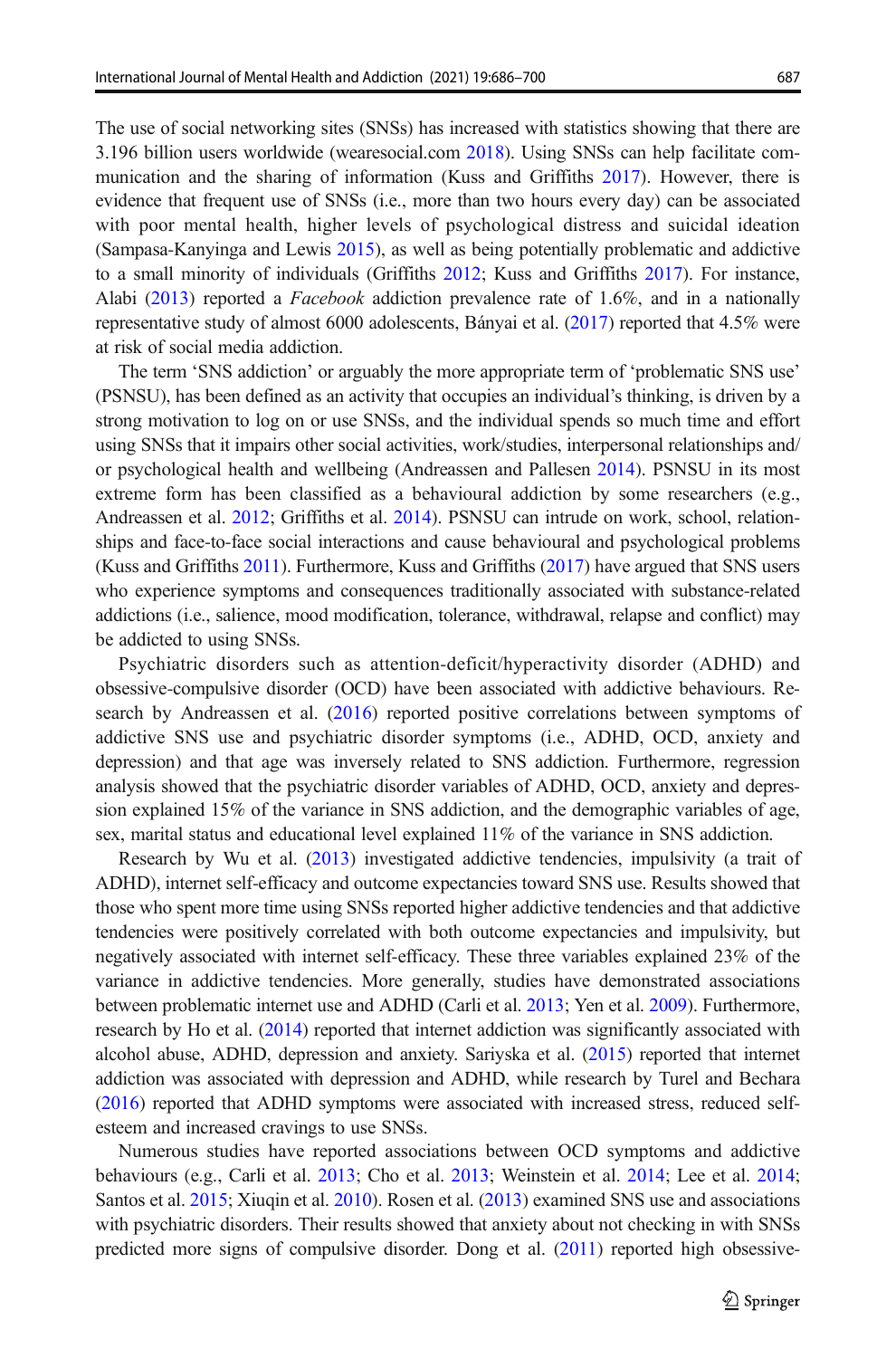The use of social networking sites (SNSs) has increased with statistics showing that there are 3.196 billion users worldwide (wearesocial.com 2018). Using SNSs can help facilitate communication and the sharing of information (Kuss and Griffiths 2017). However, there is evidence that frequent use of SNSs (i.e., more than two hours every day) can be associated with poor mental health, higher levels of psychological distress and suicidal ideation (Sampasa-Kanyinga and Lewis 2015), as well as being potentially problematic and addictive to a small minority of individuals (Griffiths 2012; Kuss and Griffiths 2017). For instance, Alabi (2013) reported a *Facebook* addiction prevalence rate of 1.6%, and in a nationally representative study of almost 6000 adolescents, Bányai et al. (2017) reported that 4.5% were at risk of social media addiction.

The term 'SNS addiction' or arguably the more appropriate term of 'problematic SNS use' (PSNSU), has been defined as an activity that occupies an individual's thinking, is driven by a strong motivation to log on or use SNSs, and the individual spends so much time and effort using SNSs that it impairs other social activities, work/studies, interpersonal relationships and/or psychological health and wellbeing (Andreassen and Pallesen 2014). PSNSU in its most extreme form has been classified as a behavioural addiction by some researchers (e.g., Andreassen et al. 2012; Griffiths et al. 2014). PSNSU can intrude on work, school, relationships and face-to-face social interactions and cause behavioural and psychological problems (Kuss and Griffiths 2011). Furthermore, Kuss and Griffiths (2017) have argued that SNS users who experience symptoms and consequences traditionally associated with substance-related addictions (i.e., salience, mood modification, tolerance, withdrawal, relapse and conflict) may be addicted to using SNSs.

Psychiatric disorders such as attention-deficit/hyperactivity disorder (ADHD) and obsessive-compulsive disorder (OCD) have been associated with addictive behaviours. Research by Andreassen et al. (2016) reported positive correlations between symptoms of addictive SNS use and psychiatric disorder symptoms (i.e., ADHD, OCD, anxiety and depression) and that age was inversely related to SNS addiction. Furthermore, regression analysis showed that the psychiatric disorder variables of ADHD, OCD, anxiety and depression explained 15% of the variance in SNS addiction, and the demographic variables of age, sex, marital status and educational level explained 11% of the variance in SNS addiction.

Research by Wu et al. (2013) investigated addictive tendencies, impulsivity (a trait of ADHD), internet self-efficacy and outcome expectancies toward SNS use. Results showed that those who spent more time using SNSs reported higher addictive tendencies and that addictive tendencies were positively correlated with both outcome expectancies and impulsivity, but negatively associated with internet self-efficacy. These three variables explained 23% of the variance in addictive tendencies. More generally, studies have demonstrated associations between problematic internet use and ADHD (Carli et al. 2013; Yen et al. 2009). Furthermore, research by Ho et al. (2014) reported that internet addiction was significantly associated with alcohol abuse, ADHD, depression and anxiety. Sariyska et al. (2015) reported that internet addiction was associated with depression and ADHD, while research by Turel and Bechara (2016) reported that ADHD symptoms were associated with increased stress, reduced self-esteem and increased cravings to use SNSs.

Numerous studies have reported associations between OCD symptoms and addictive behaviours (e.g., Carli et al. 2013; Cho et al. 2013; Weinstein et al. 2014; Lee et al. 2014; Santos et al. 2015; Xiuqin et al. 2010). Rosen et al. (2013) examined SNS use and associations with psychiatric disorders. Their results showed that anxiety about not checking in with SNSs predicted more signs of compulsive disorder. Dong et al. (2011) reported high obsessive-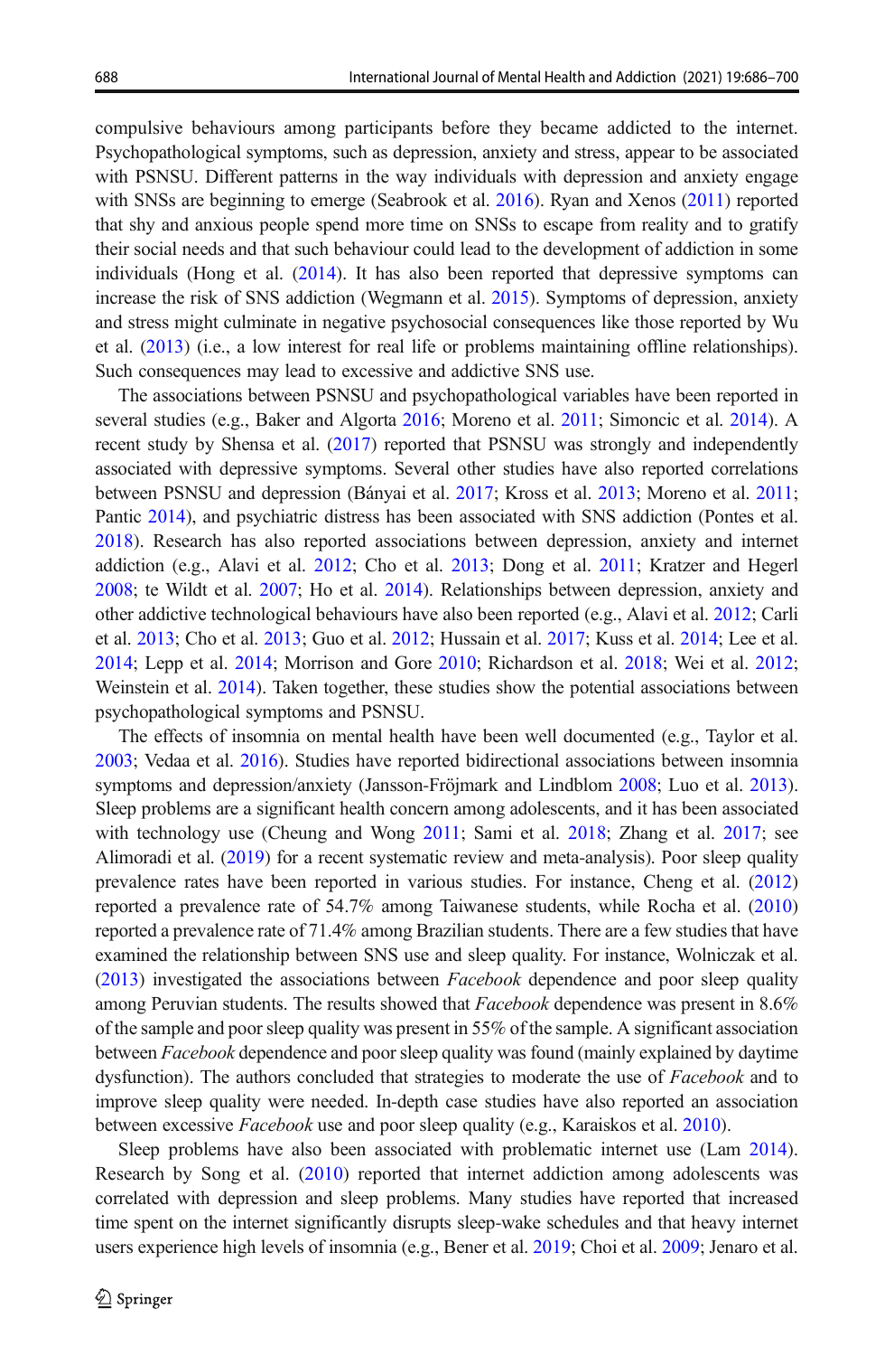compulsive behaviours among participants before they became addicted to the internet. Psychopathological symptoms, such as depression, anxiety and stress, appear to be associated with PSNSU. Different patterns in the way individuals with depression and anxiety engage with SNSs are beginning to emerge (Seabrook et al. 2016). Ryan and Xenos (2011) reported that shy and anxious people spend more time on SNSs to escape from reality and to gratify their social needs and that such behaviour could lead to the development of addiction in some individuals (Hong et al. (2014). It has also been reported that depressive symptoms can increase the risk of SNS addiction (Wegmann et al. 2015). Symptoms of depression, anxiety and stress might culminate in negative psychosocial consequences like those reported by Wu et al. (2013) (i.e., a low interest for real life or problems maintaining offline relationships). Such consequences may lead to excessive and addictive SNS use.

The associations between PSNSU and psychopathological variables have been reported in several studies (e.g., Baker and Algorta 2016; Moreno et al. 2011; Simoncic et al. 2014). A recent study by Shensa et al. (2017) reported that PSNSU was strongly and independently associated with depressive symptoms. Several other studies have also reported correlations between PSNSU and depression (Bányai et al. 2017; Kross et al. 2013; Moreno et al. 2011; Pantic 2014), and psychiatric distress has been associated with SNS addiction (Pontes et al. 2018). Research has also reported associations between depression, anxiety and internet addiction (e.g., Alavi et al. 2012; Cho et al. 2013; Dong et al. 2011; Kratzer and Hegerl 2008; te Wildt et al. 2007; Ho et al. 2014). Relationships between depression, anxiety and other addictive technological behaviours have also been reported (e.g., Alavi et al. 2012; Carli et al. 2013; Cho et al. 2013; Guo et al. 2012; Hussain et al. 2017; Kuss et al. 2014; Lee et al. 2014; Lepp et al. 2014; Morrison and Gore 2010; Richardson et al. 2018; Wei et al. 2012; Weinstein et al. 2014). Taken together, these studies show the potential associations between psychopathological symptoms and PSNSU.

The effects of insomnia on mental health have been well documented (e.g., Taylor et al. 2003; Vedaa et al. 2016). Studies have reported bidirectional associations between insomnia symptoms and depression/anxiety (Jansson-Fröjmark and Lindblom 2008; Luo et al. 2013). Sleep problems are a significant health concern among adolescents, and it has been associated with technology use (Cheung and Wong 2011; Sami et al. 2018; Zhang et al. 2017; see Alimoradi et al. (2019) for a recent systematic review and meta-analysis). Poor sleep quality prevalence rates have been reported in various studies. For instance, Cheng et al. (2012) reported a prevalence rate of 54.7% among Taiwanese students, while Rocha et al. (2010) reported a prevalence rate of 71.4% among Brazilian students. There are a few studies that have examined the relationship between SNS use and sleep quality. For instance, Wolniczak et al. (2013) investigated the associations between *Facebook* dependence and poor sleep quality among Peruvian students. The results showed that *Facebook* dependence was present in 8.6% of the sample and poor sleep quality was present in 55% of the sample. A significant association between *Facebook* dependence and poor sleep quality was found (mainly explained by daytime dysfunction). The authors concluded that strategies to moderate the use of *Facebook* and to improve sleep quality were needed. In-depth case studies have also reported an association between excessive *Facebook* use and poor sleep quality (e.g., Karaiskos et al. 2010).

Sleep problems have also been associated with problematic internet use (Lam 2014). Research by Song et al. (2010) reported that internet addiction among adolescents was correlated with depression and sleep problems. Many studies have reported that increased time spent on the internet significantly disrupts sleep-wake schedules and that heavy internet users experience high levels of insomnia (e.g., Bener et al. 2019; Choi et al. 2009; Jenaro et al.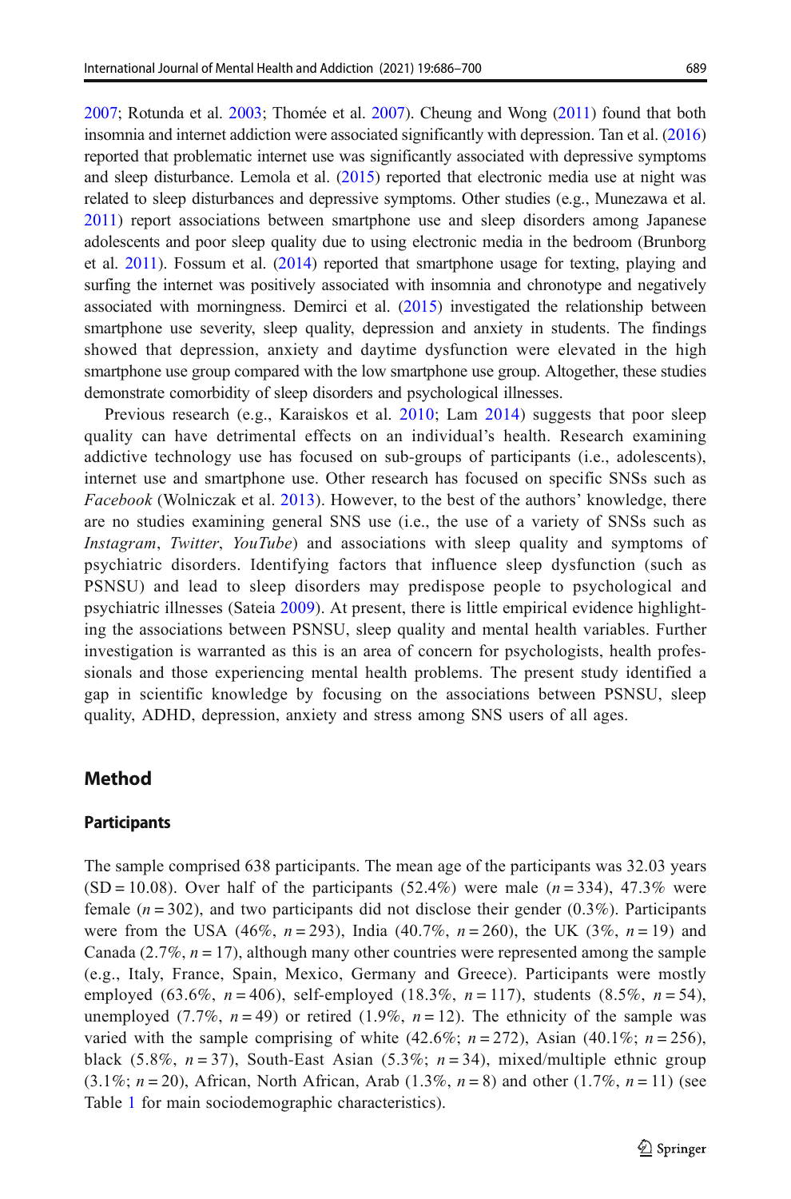2007; Rotunda et al. 2003; Thomée et al. 2007). Cheung and Wong (2011) found that both insomnia and internet addiction were associated significantly with depression. Tan et al. (2016) reported that problematic internet use was significantly associated with depressive symptoms and sleep disturbance. Lemola et al. (2015) reported that electronic media use at night was related to sleep disturbances and depressive symptoms. Other studies (e.g., Munezawa et al. 2011) report associations between smartphone use and sleep disorders among Japanese adolescents and poor sleep quality due to using electronic media in the bedroom (Brunborg et al. 2011). Fossum et al. (2014) reported that smartphone usage for texting, playing and surfing the internet was positively associated with insomnia and chronotype and negatively associated with morningness. Demirci et al. (2015) investigated the relationship between smartphone use severity, sleep quality, depression and anxiety in students. The findings showed that depression, anxiety and daytime dysfunction were elevated in the high smartphone use group compared with the low smartphone use group. Altogether, these studies demonstrate comorbidity of sleep disorders and psychological illnesses.

Previous research (e.g., Karaiskos et al. 2010; Lam 2014) suggests that poor sleep quality can have detrimental effects on an individual's health. Research examining addictive technology use has focused on sub-groups of participants (i.e., adolescents), internet use and smartphone use. Other research has focused on specific SNSs such as *Facebook* (Wolniczak et al. 2013). However, to the best of the authors' knowledge, there are no studies examining general SNS use (i.e., the use of a variety of SNSs such as *Instagram*, *Twitter*, *YouTube*) and associations with sleep quality and symptoms of psychiatric disorders. Identifying factors that influence sleep dysfunction (such as PSNSU) and lead to sleep disorders may predispose people to psychological and psychiatric illnesses (Sateia 2009). At present, there is little empirical evidence highlighting the associations between PSNSU, sleep quality and mental health variables. Further investigation is warranted as this is an area of concern for psychologists, health professionals and those experiencing mental health problems. The present study identified a gap in scientific knowledge by focusing on the associations between PSNSU, sleep quality, ADHD, depression, anxiety and stress among SNS users of all ages.

## Method

### Participants

The sample comprised 638 participants. The mean age of the participants was 32.03 years (SD = 10.08). Over half of the participants (52.4%) were male ($n = 334$), 47.3% were female ($n = 302$), and two participants did not disclose their gender (0.3%). Participants were from the USA (46%, $n = 293$), India (40.7%, $n = 260$), the UK (3%, $n = 19$) and Canada (2.7%, $n = 17$), although many other countries were represented among the sample (e.g., Italy, France, Spain, Mexico, Germany and Greece). Participants were mostly employed (63.6%, $n = 406$), self-employed (18.3%, $n = 117$), students (8.5%, $n = 54$), unemployed (7.7%, $n = 49$) or retired (1.9%, $n = 12$). The ethnicity of the sample was varied with the sample comprising of white (42.6%; $n = 272$), Asian (40.1%; $n = 256$), black (5.8%, $n = 37$), South-East Asian (5.3%; $n = 34$), mixed/multiple ethnic group (3.1%; $n = 20$), African, North African, Arab (1.3%, $n = 8$) and other (1.7%, $n = 11$) (see Table 1 for main sociodemographic characteristics).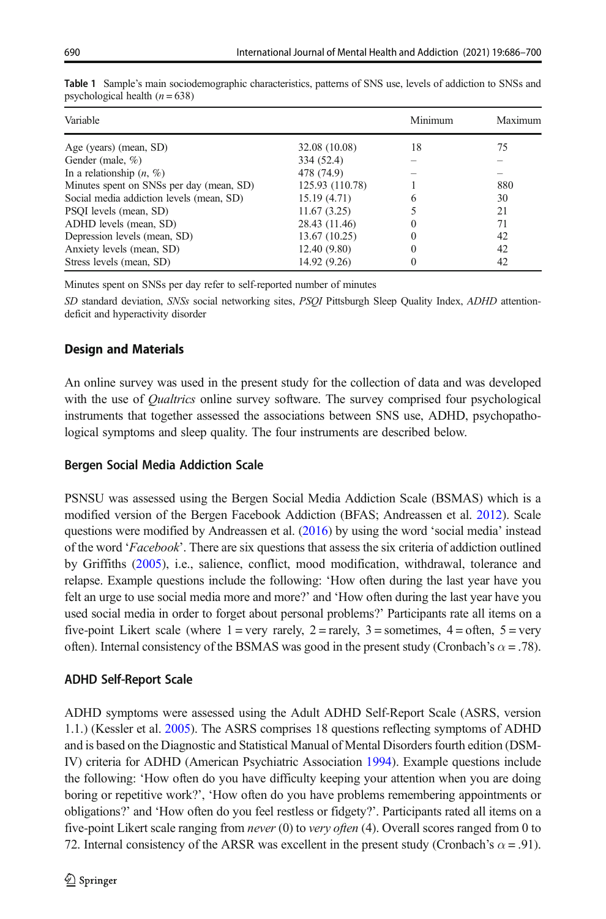**Table 1** Sample's main sociodemographic characteristics, patterns of SNS use, levels of addiction to SNSs and psychological health ($n = 638$)

| Variable | | Minimum | Maximum |
|---|---|---|---|
| Age (years) (mean, SD) | 32.08 (10.08) | 18 | 75 |
| Gender (male, %) | 334 (52.4) | – | – |
| In a relationship (*n*, %) | 478 (74.9) | – | – |
| Minutes spent on SNSs per day (mean, SD) | 125.93 (110.78) | 1 | 880 |
| Social media addiction levels (mean, SD) | 15.19 (4.71) | 6 | 30 |
| PSQI levels (mean, SD) | 11.67 (3.25) | 5 | 21 |
| ADHD levels (mean, SD) | 28.43 (11.46) | 0 | 71 |
| Depression levels (mean, SD) | 13.67 (10.25) | 0 | 42 |
| Anxiety levels (mean, SD) | 12.40 (9.80) | 0 | 42 |
| Stress levels (mean, SD) | 14.92 (9.26) | 0 | 42 |

Minutes spent on SNSs per day refer to self-reported number of minutes

*SD* standard deviation, *SNSs* social networking sites, *PSQI* Pittsburgh Sleep Quality Index, *ADHD* attention-deficit and hyperactivity disorder

## Design and Materials

An online survey was used in the present study for the collection of data and was developed with the use of *Qualtrics* online survey software. The survey comprised four psychological instruments that together assessed the associations between SNS use, ADHD, psychopathological symptoms and sleep quality. The four instruments are described below.

### Bergen Social Media Addiction Scale

PSNSU was assessed using the Bergen Social Media Addiction Scale (BSMAS) which is a modified version of the Bergen Facebook Addiction (BFAS; Andreassen et al. 2012). Scale questions were modified by Andreassen et al. (2016) by using the word 'social media' instead of the word '*Facebook*'. There are six questions that assess the six criteria of addiction outlined by Griffiths (2005), i.e., salience, conflict, mood modification, withdrawal, tolerance and relapse. Example questions include the following: 'How often during the last year have you felt an urge to use social media more and more?' and 'How often during the last year have you used social media in order to forget about personal problems?' Participants rate all items on a five-point Likert scale (where 1 = very rarely, 2 = rarely, 3 = sometimes, 4 = often, 5 = very often). Internal consistency of the BSMAS was good in the present study (Cronbach's $\alpha = .78$).

### ADHD Self-Report Scale

ADHD symptoms were assessed using the Adult ADHD Self-Report Scale (ASRS, version 1.1.) (Kessler et al. 2005). The ASRS comprises 18 questions reflecting symptoms of ADHD and is based on the Diagnostic and Statistical Manual of Mental Disorders fourth edition (DSM-IV) criteria for ADHD (American Psychiatric Association 1994). Example questions include the following: 'How often do you have difficulty keeping your attention when you are doing boring or repetitive work?', 'How often do you have problems remembering appointments or obligations?' and 'How often do you feel restless or fidgety?'. Participants rated all items on a five-point Likert scale ranging from *never* (0) to *very often* (4). Overall scores ranged from 0 to 72. Internal consistency of the ARSR was excellent in the present study (Cronbach's $\alpha = .91$).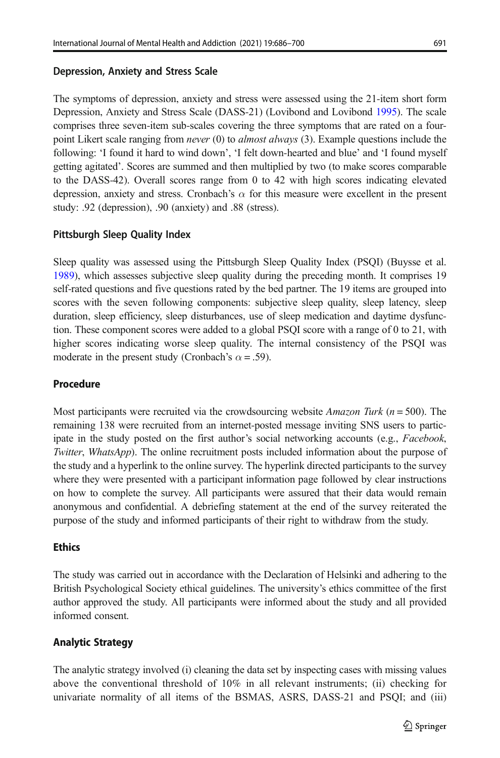### Depression, Anxiety and Stress Scale

The symptoms of depression, anxiety and stress were assessed using the 21-item short form Depression, Anxiety and Stress Scale (DASS-21) (Lovibond and Lovibond 1995). The scale comprises three seven-item sub-scales covering the three symptoms that are rated on a four-point Likert scale ranging from *never* (0) to *almost always* (3). Example questions include the following: 'I found it hard to wind down', 'I felt down-hearted and blue' and 'I found myself getting agitated'. Scores are summed and then multiplied by two (to make scores comparable to the DASS-42). Overall scores range from 0 to 42 with high scores indicating elevated depression, anxiety and stress. Cronbach's $\alpha$ for this measure were excellent in the present study: .92 (depression), .90 (anxiety) and .88 (stress).

### Pittsburgh Sleep Quality Index

Sleep quality was assessed using the Pittsburgh Sleep Quality Index (PSQI) (Buysse et al. 1989), which assesses subjective sleep quality during the preceding month. It comprises 19 self-rated questions and five questions rated by the bed partner. The 19 items are grouped into scores with the seven following components: subjective sleep quality, sleep latency, sleep duration, sleep efficiency, sleep disturbances, use of sleep medication and daytime dysfunction. These component scores were added to a global PSQI score with a range of 0 to 21, with higher scores indicating worse sleep quality. The internal consistency of the PSQI was moderate in the present study (Cronbach's $\alpha = .59$).

## Procedure

Most participants were recruited via the crowdsourcing website *Amazon Turk* ($n = 500$). The remaining 138 were recruited from an internet-posted message inviting SNS users to participate in the study posted on the first author's social networking accounts (e.g., *Facebook*, *Twitter*, *WhatsApp*). The online recruitment posts included information about the purpose of the study and a hyperlink to the online survey. The hyperlink directed participants to the survey where they were presented with a participant information page followed by clear instructions on how to complete the survey. All participants were assured that their data would remain anonymous and confidential. A debriefing statement at the end of the survey reiterated the purpose of the study and informed participants of their right to withdraw from the study.

## Ethics

The study was carried out in accordance with the Declaration of Helsinki and adhering to the British Psychological Society ethical guidelines. The university's ethics committee of the first author approved the study. All participants were informed about the study and all provided informed consent.

## Analytic Strategy

The analytic strategy involved (i) cleaning the data set by inspecting cases with missing values above the conventional threshold of 10% in all relevant instruments; (ii) checking for univariate normality of all items of the BSMAS, ASRS, DASS-21 and PSQI; and (iii)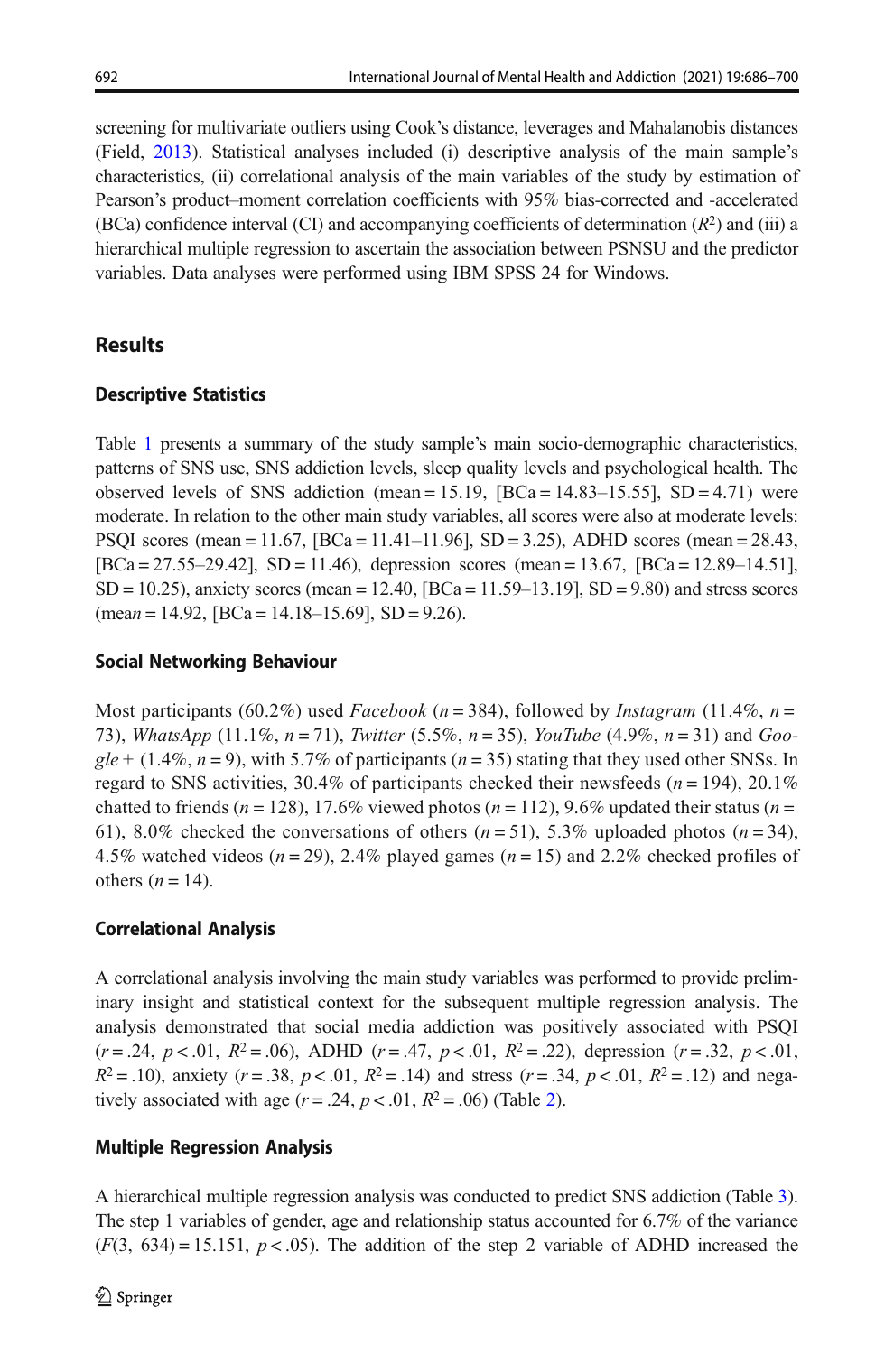screening for multivariate outliers using Cook's distance, leverages and Mahalanobis distances (Field, 2013). Statistical analyses included (i) descriptive analysis of the main sample's characteristics, (ii) correlational analysis of the main variables of the study by estimation of Pearson's product–moment correlation coefficients with 95% bias-corrected and -accelerated (BCa) confidence interval (CI) and accompanying coefficients of determination ($R^2$) and (iii) a hierarchical multiple regression to ascertain the association between PSNSU and the predictor variables. Data analyses were performed using IBM SPSS 24 for Windows.

## Results

### Descriptive Statistics

Table 1 presents a summary of the study sample's main socio-demographic characteristics, patterns of SNS use, SNS addiction levels, sleep quality levels and psychological health. The observed levels of SNS addiction (mean = 15.19, [BCa = 14.83–15.55], SD = 4.71) were moderate. In relation to the other main study variables, all scores were also at moderate levels: PSQI scores (mean = 11.67, [BCa = 11.41–11.96], SD = 3.25), ADHD scores (mean = 28.43, [BCa = 27.55–29.42], SD = 11.46), depression scores (mean = 13.67, [BCa = 12.89–14.51], SD = 10.25), anxiety scores (mean = 12.40, [BCa = 11.59–13.19], SD = 9.80) and stress scores (mean = 14.92, [BCa = 14.18–15.69], SD = 9.26).

### Social Networking Behaviour

Most participants (60.2%) used *Facebook* ($n = 384$), followed by *Instagram* (11.4%, $n = 73$), *WhatsApp* (11.1%, $n = 71$), *Twitter* (5.5%, $n = 35$), *YouTube* (4.9%, $n = 31$) and *Google+* (1.4%, $n = 9$), with 5.7% of participants ($n = 35$) stating that they used other SNSs. In regard to SNS activities, 30.4% of participants checked their newsfeeds ($n = 194$), 20.1% chatted to friends ($n = 128$), 17.6% viewed photos ($n = 112$), 9.6% updated their status ($n = 61$), 8.0% checked the conversations of others ($n = 51$), 5.3% uploaded photos ($n = 34$), 4.5% watched videos ($n = 29$), 2.4% played games ($n = 15$) and 2.2% checked profiles of others ($n = 14$).

### Correlational Analysis

A correlational analysis involving the main study variables was performed to provide preliminary insight and statistical context for the subsequent multiple regression analysis. The analysis demonstrated that social media addiction was positively associated with PSQI ($r = .24$, $p < .01$, $R^2 = .06$), ADHD ($r = .47$, $p < .01$, $R^2 = .22$), depression ($r = .32$, $p < .01$, $R^2 = .10$), anxiety ($r = .38$, $p < .01$, $R^2 = .14$) and stress ($r = .34$, $p < .01$, $R^2 = .12$) and negatively associated with age ($r = .24$, $p < .01$, $R^2 = .06$) (Table 2).

### Multiple Regression Analysis

A hierarchical multiple regression analysis was conducted to predict SNS addiction (Table 3). The step 1 variables of gender, age and relationship status accounted for 6.7% of the variance ($F(3, 634) = 15.151$, $p < .05$). The addition of the step 2 variable of ADHD increased the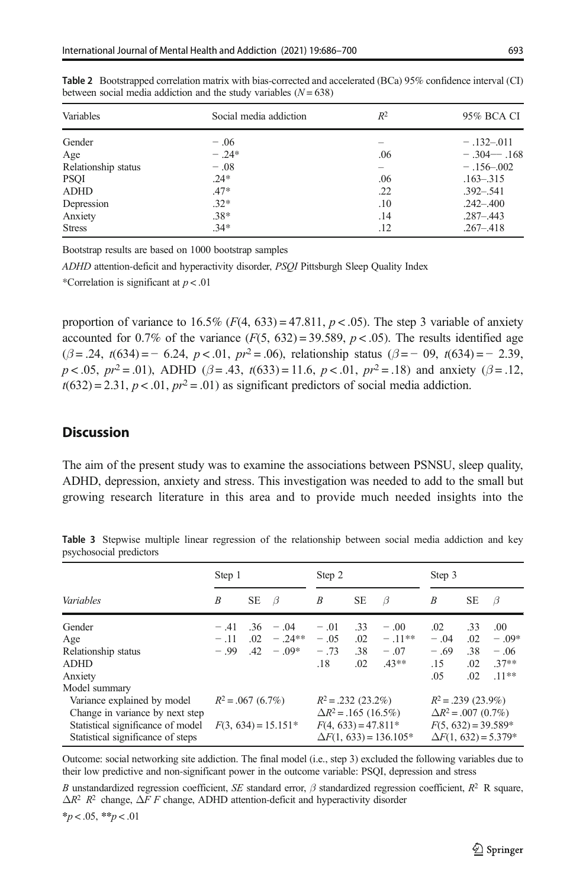**Table 2** Bootstrapped correlation matrix with bias-corrected and accelerated (BCa) 95% confidence interval (CI) between social media addiction and the study variables ($N = 638$)

| Variables | Social media addiction | $R^2$ | 95% BCA CI |
|---|---|---|---|
| Gender | − .06 | – | − .132–.011 |
| Age | − .24* | .06 | − .304— .168 |
| Relationship status | − .08 | – | − .156–.002 |
| PSQI | .24* | .06 | .163–.315 |
| ADHD | .47* | .22 | .392–.541 |
| Depression | .32* | .10 | .242–.400 |
| Anxiety | .38* | .14 | .287–.443 |
| Stress | .34* | .12 | .267–.418 |

Bootstrap results are based on 1000 bootstrap samples

*ADHD* attention-deficit and hyperactivity disorder, *PSQI* Pittsburgh Sleep Quality Index

*Correlation is significant at $p < .01$

proportion of variance to 16.5% ($F(4, 633) = 47.811$, $p < .05$). The step 3 variable of anxiety accounted for 0.7% of the variance ($F(5, 632) = 39.589$, $p < .05$). The results identified age ($\beta = .24$, $t(634) = -6.24$, $p < .01$, $pr^2 = .06$), relationship status ($\beta = -09$, $t(634) = -2.39$, $p < .05$, $pr^2 = .01$), ADHD ($\beta = .43$, $t(633) = 11.6$, $p < .01$, $pr^2 = .18$) and anxiety ($\beta = .12$, $t(632) = 2.31$, $p < .01$, $pr^2 = .01$) as significant predictors of social media addiction.

## Discussion

The aim of the present study was to examine the associations between PSNSU, sleep quality, ADHD, depression, anxiety and stress. This investigation was needed to add to the small but growing research literature in this area and to provide much needed insights into the

**Table 3** Stepwise multiple linear regression of the relationship between social media addiction and key psychosocial predictors

| | Step 1 | | | Step 2 | | | Step 3 | | |
|---|---|---|---|---|---|---|---|---|---|
| *Variables* | *B* | SE | $\beta$ | *B* | SE | $\beta$ | *B* | SE | $\beta$ |
| Gender | − .41 | .36 | − .04 | − .01 | .33 | − .00 | .02 | .33 | .00 |
| Age | − .11 | .02 | − .24** | − .05 | .02 | − .11** | − .04 | .02 | − .09* |
| Relationship status | − .99 | .42 | − .09* | − .73 | .38 | − .07 | − .69 | .38 | − .06 |
| ADHD | | | | .18 | .02 | .43** | .15 | .02 | .37** |
| Anxiety | | | | | | | .05 | .02 | .11** |
| Model summary | | | | | | | | | |
| Variance explained by model | $R^2 = .067$ (6.7%) | | | $R^2 = .232$ (23.2%) | | | $R^2 = .239$ (23.9%) | | |
| Change in variance by next step | | | | $\Delta R^2 = .165$ (16.5%) | | | $\Delta R^2 = .007$ (0.7%) | | |
| Statistical significance of model | $F(3, 634) = 15.151$* | | | $F(4, 633) = 47.811$* | | | $F(5, 632) = 39.589$* | | |
| Statistical significance of steps | | | | $\Delta F(1, 633) = 136.105$* | | | $\Delta F(1, 632) = 5.379$* | | |

Outcome: social networking site addiction. The final model (i.e., step 3) excluded the following variables due to their low predictive and non-significant power in the outcome variable: PSQI, depression and stress

*B* unstandardized regression coefficient, *SE* standard error, $\beta$ standardized regression coefficient, $R^2$ R square, $\Delta R^2$ $R^2$ change, $\Delta F$ *F* change, ADHD attention-deficit and hyperactivity disorder

*$p < .05$, **$p < .01$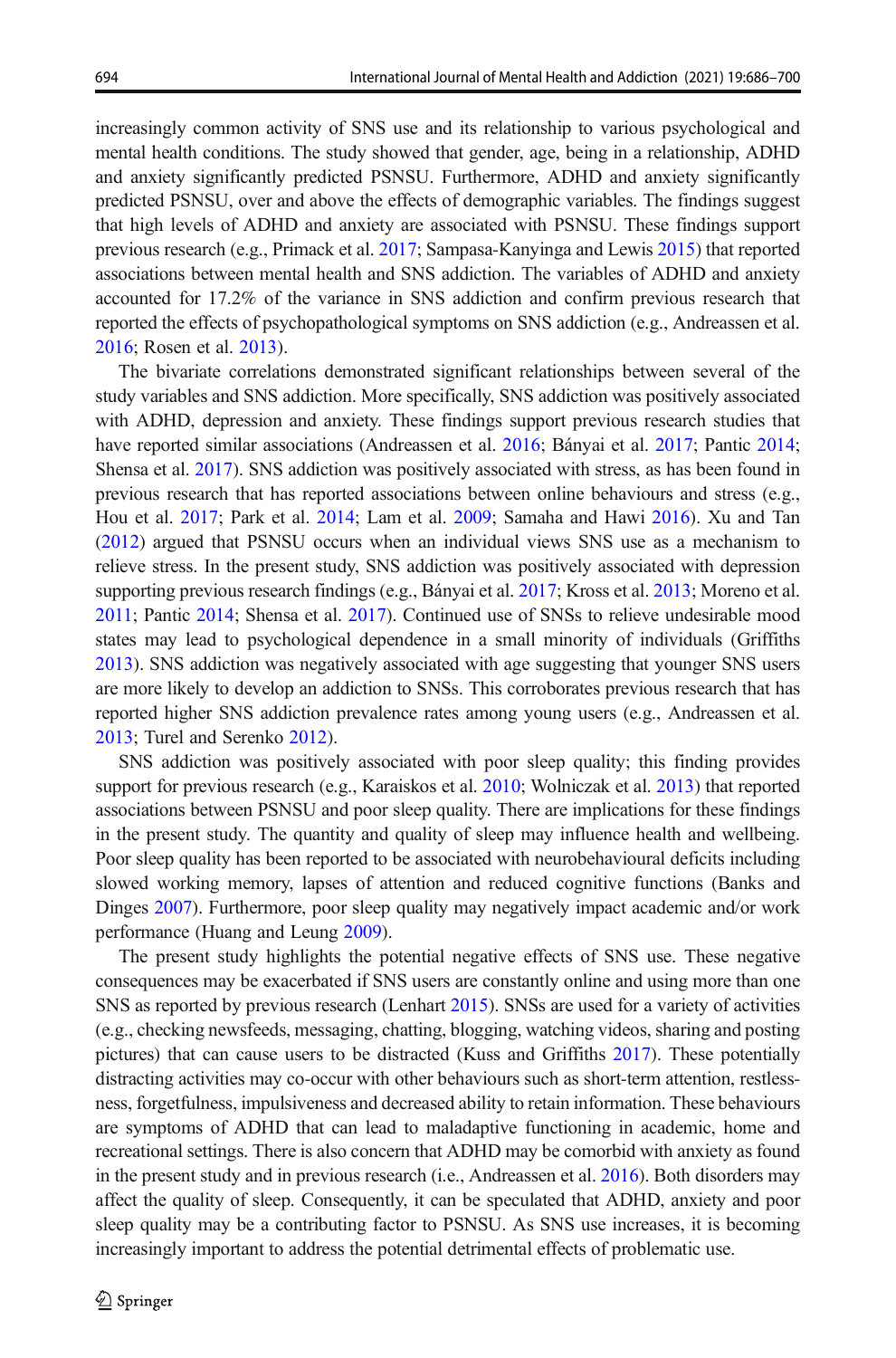increasingly common activity of SNS use and its relationship to various psychological and mental health conditions. The study showed that gender, age, being in a relationship, ADHD and anxiety significantly predicted PSNSU. Furthermore, ADHD and anxiety significantly predicted PSNSU, over and above the effects of demographic variables. The findings suggest that high levels of ADHD and anxiety are associated with PSNSU. These findings support previous research (e.g., Primack et al. 2017; Sampasa-Kanyinga and Lewis 2015) that reported associations between mental health and SNS addiction. The variables of ADHD and anxiety accounted for 17.2% of the variance in SNS addiction and confirm previous research that reported the effects of psychopathological symptoms on SNS addiction (e.g., Andreassen et al. 2016; Rosen et al. 2013).

The bivariate correlations demonstrated significant relationships between several of the study variables and SNS addiction. More specifically, SNS addiction was positively associated with ADHD, depression and anxiety. These findings support previous research studies that have reported similar associations (Andreassen et al. 2016; Bányai et al. 2017; Pantic 2014; Shensa et al. 2017). SNS addiction was positively associated with stress, as has been found in previous research that has reported associations between online behaviours and stress (e.g., Hou et al. 2017; Park et al. 2014; Lam et al. 2009; Samaha and Hawi 2016). Xu and Tan (2012) argued that PSNSU occurs when an individual views SNS use as a mechanism to relieve stress. In the present study, SNS addiction was positively associated with depression supporting previous research findings (e.g., Bányai et al. 2017; Kross et al. 2013; Moreno et al. 2011; Pantic 2014; Shensa et al. 2017). Continued use of SNSs to relieve undesirable mood states may lead to psychological dependence in a small minority of individuals (Griffiths 2013). SNS addiction was negatively associated with age suggesting that younger SNS users are more likely to develop an addiction to SNSs. This corroborates previous research that has reported higher SNS addiction prevalence rates among young users (e.g., Andreassen et al. 2013; Turel and Serenko 2012).

SNS addiction was positively associated with poor sleep quality; this finding provides support for previous research (e.g., Karaiskos et al. 2010; Wolniczak et al. 2013) that reported associations between PSNSU and poor sleep quality. There are implications for these findings in the present study. The quantity and quality of sleep may influence health and wellbeing. Poor sleep quality has been reported to be associated with neurobehavioural deficits including slowed working memory, lapses of attention and reduced cognitive functions (Banks and Dinges 2007). Furthermore, poor sleep quality may negatively impact academic and/or work performance (Huang and Leung 2009).

The present study highlights the potential negative effects of SNS use. These negative consequences may be exacerbated if SNS users are constantly online and using more than one SNS as reported by previous research (Lenhart 2015). SNSs are used for a variety of activities (e.g., checking newsfeeds, messaging, chatting, blogging, watching videos, sharing and posting pictures) that can cause users to be distracted (Kuss and Griffiths 2017). These potentially distracting activities may co-occur with other behaviours such as short-term attention, restlessness, forgetfulness, impulsiveness and decreased ability to retain information. These behaviours are symptoms of ADHD that can lead to maladaptive functioning in academic, home and recreational settings. There is also concern that ADHD may be comorbid with anxiety as found in the present study and in previous research (i.e., Andreassen et al. 2016). Both disorders may affect the quality of sleep. Consequently, it can be speculated that ADHD, anxiety and poor sleep quality may be a contributing factor to PSNSU. As SNS use increases, it is becoming increasingly important to address the potential detrimental effects of problematic use.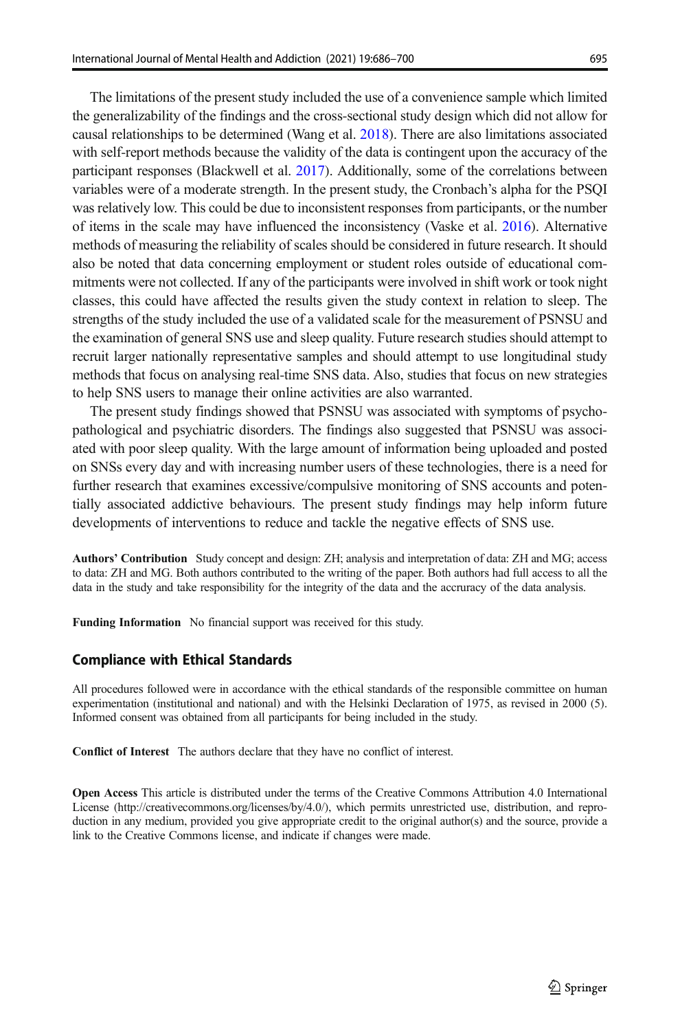The limitations of the present study included the use of a convenience sample which limited the generalizability of the findings and the cross-sectional study design which did not allow for causal relationships to be determined (Wang et al. 2018). There are also limitations associated with self-report methods because the validity of the data is contingent upon the accuracy of the participant responses (Blackwell et al. 2017). Additionally, some of the correlations between variables were of a moderate strength. In the present study, the Cronbach's alpha for the PSQI was relatively low. This could be due to inconsistent responses from participants, or the number of items in the scale may have influenced the inconsistency (Vaske et al. 2016). Alternative methods of measuring the reliability of scales should be considered in future research. It should also be noted that data concerning employment or student roles outside of educational commitments were not collected. If any of the participants were involved in shift work or took night classes, this could have affected the results given the study context in relation to sleep. The strengths of the study included the use of a validated scale for the measurement of PSNSU and the examination of general SNS use and sleep quality. Future research studies should attempt to recruit larger nationally representative samples and should attempt to use longitudinal study methods that focus on analysing real-time SNS data. Also, studies that focus on new strategies to help SNS users to manage their online activities are also warranted.

The present study findings showed that PSNSU was associated with symptoms of psychopathological and psychiatric disorders. The findings also suggested that PSNSU was associated with poor sleep quality. With the large amount of information being uploaded and posted on SNSs every day and with increasing number users of these technologies, there is a need for further research that examines excessive/compulsive monitoring of SNS accounts and potentially associated addictive behaviours. The present study findings may help inform future developments of interventions to reduce and tackle the negative effects of SNS use.

**Authors' Contribution** Study concept and design: ZH; analysis and interpretation of data: ZH and MG; access to data: ZH and MG. Both authors contributed to the writing of the paper. Both authors had full access to all the data in the study and take responsibility for the integrity of the data and the accrurracy of the data analysis.

**Funding Information** No financial support was received for this study.

## Compliance with Ethical Standards

All procedures followed were in accordance with the ethical standards of the responsible committee on human experimentation (institutional and national) and with the Helsinki Declaration of 1975, as revised in 2000 (5). Informed consent was obtained from all participants for being included in the study.

**Conflict of Interest** The authors declare that they have no conflict of interest.

**Open Access** This article is distributed under the terms of the Creative Commons Attribution 4.0 International License (http://creativecommons.org/licenses/by/4.0/), which permits unrestricted use, distribution, and reproduction in any medium, provided you give appropriate credit to the original author(s) and the source, provide a link to the Creative Commons license, and indicate if changes were made.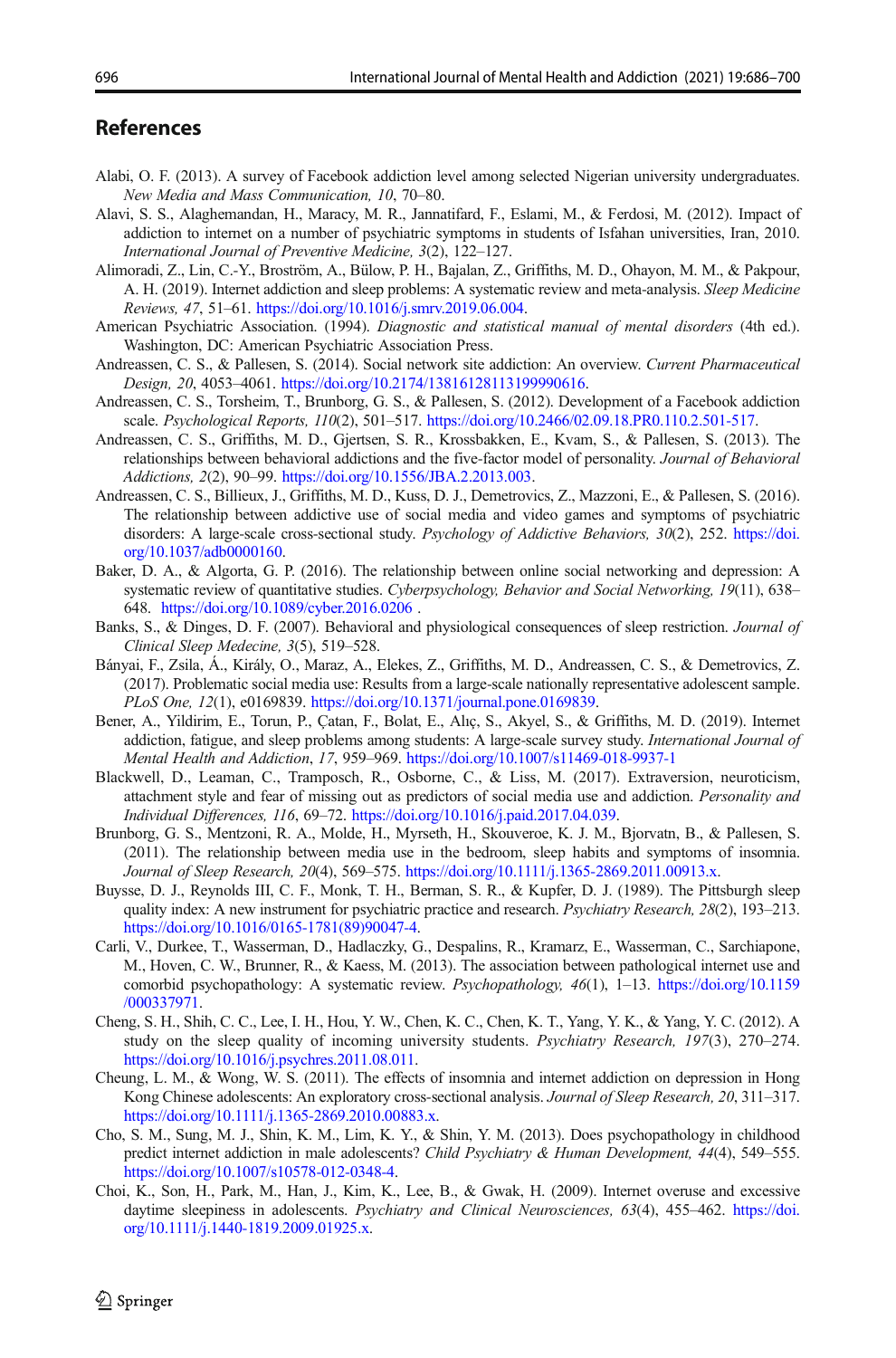## References

Alabi, O. F. (2013). A survey of Facebook addiction level among selected Nigerian university undergraduates. *New Media and Mass Communication, 10*, 70–80.

Alavi, S. S., Alaghemandan, H., Maracy, M. R., Jannatifard, F., Eslami, M., & Ferdosi, M. (2012). Impact of addiction to internet on a number of psychiatric symptoms in students of Isfahan universities, Iran, 2010. *International Journal of Preventive Medicine, 3*(2), 122–127.

Alimoradi, Z., Lin, C.-Y., Broström, A., Bülow, P. H., Bajalan, Z., Griffiths, M. D., Ohayon, M. M., & Pakpour, A. H. (2019). Internet addiction and sleep problems: A systematic review and meta-analysis. *Sleep Medicine Reviews, 47*, 51–61. https://doi.org/10.1016/j.smrv.2019.06.004.

American Psychiatric Association. (1994). *Diagnostic and statistical manual of mental disorders* (4th ed.). Washington, DC: American Psychiatric Association Press.

Andreassen, C. S., & Pallesen, S. (2014). Social network site addiction: An overview. *Current Pharmaceutical Design, 20*, 4053–4061. https://doi.org/10.2174/13816128113199990616.

Andreassen, C. S., Torsheim, T., Brunborg, G. S., & Pallesen, S. (2012). Development of a Facebook addiction scale. *Psychological Reports, 110*(2), 501–517. https://doi.org/10.2466/02.09.18.PR0.110.2.501-517.

Andreassen, C. S., Griffiths, M. D., Gjertsen, S. R., Krossbakken, E., Kvam, S., & Pallesen, S. (2013). The relationships between behavioral addictions and the five-factor model of personality. *Journal of Behavioral Addictions, 2*(2), 90–99. https://doi.org/10.1556/JBA.2.2013.003.

Andreassen, C. S., Billieux, J., Griffiths, M. D., Kuss, D. J., Demetrovics, Z., Mazzoni, E., & Pallesen, S. (2016). The relationship between addictive use of social media and video games and symptoms of psychiatric disorders: A large-scale cross-sectional study. *Psychology of Addictive Behaviors, 30*(2), 252. https://doi.org/10.1037/adb0000160.

Baker, D. A., & Algorta, G. P. (2016). The relationship between online social networking and depression: A systematic review of quantitative studies. *Cyberpsychology, Behavior and Social Networking, 19*(11), 638–648. https://doi.org/10.1089/cyber.2016.0206 .

Banks, S., & Dinges, D. F. (2007). Behavioral and physiological consequences of sleep restriction. *Journal of Clinical Sleep Medecine, 3*(5), 519–528.

Bányai, F., Zsila, Á., Király, O., Maraz, A., Elekes, Z., Griffiths, M. D., Andreassen, C. S., & Demetrovics, Z. (2017). Problematic social media use: Results from a large-scale nationally representative adolescent sample. *PLoS One, 12*(1), e0169839. https://doi.org/10.1371/journal.pone.0169839.

Bener, A., Yildirim, E., Torun, P., Çatan, F., Bolat, E., Alıç, S., Akyel, S., & Griffiths, M. D. (2019). Internet addiction, fatigue, and sleep problems among students: A large-scale survey study. *International Journal of Mental Health and Addiction*, *17*, 959–969. https://doi.org/10.1007/s11469-018-9937-1

Blackwell, D., Leaman, C., Tramposch, R., Osborne, C., & Liss, M. (2017). Extraversion, neuroticism, attachment style and fear of missing out as predictors of social media use and addiction. *Personality and Individual Differences, 116*, 69–72. https://doi.org/10.1016/j.paid.2017.04.039.

Brunborg, G. S., Mentzoni, R. A., Molde, H., Myrseth, H., Skouveroe, K. J. M., Bjorvatn, B., & Pallesen, S. (2011). The relationship between media use in the bedroom, sleep habits and symptoms of insomnia. *Journal of Sleep Research, 20*(4), 569–575. https://doi.org/10.1111/j.1365-2869.2011.00913.x.

Buysse, D. J., Reynolds III, C. F., Monk, T. H., Berman, S. R., & Kupfer, D. J. (1989). The Pittsburgh sleep quality index: A new instrument for psychiatric practice and research. *Psychiatry Research, 28*(2), 193–213. https://doi.org/10.1016/0165-1781(89)90047-4.

Carli, V., Durkee, T., Wasserman, D., Hadlaczky, G., Despalins, R., Kramarz, E., Wasserman, C., Sarchiapone, M., Hoven, C. W., Brunner, R., & Kaess, M. (2013). The association between pathological internet use and comorbid psychopathology: A systematic review. *Psychopathology, 46*(1), 1–13. https://doi.org/10.1159/000337971.

Cheng, S. H., Shih, C. C., Lee, I. H., Hou, Y. W., Chen, K. C., Chen, K. T., Yang, Y. K., & Yang, Y. C. (2012). A study on the sleep quality of incoming university students. *Psychiatry Research, 197*(3), 270–274. https://doi.org/10.1016/j.psychres.2011.08.011.

Cheung, L. M., & Wong, W. S. (2011). The effects of insomnia and internet addiction on depression in Hong Kong Chinese adolescents: An exploratory cross-sectional analysis. *Journal of Sleep Research, 20*, 311–317. https://doi.org/10.1111/j.1365-2869.2010.00883.x.

Cho, S. M., Sung, M. J., Shin, K. M., Lim, K. Y., & Shin, Y. M. (2013). Does psychopathology in childhood predict internet addiction in male adolescents? *Child Psychiatry & Human Development, 44*(4), 549–555. https://doi.org/10.1007/s10578-012-0348-4.

Choi, K., Son, H., Park, M., Han, J., Kim, K., Lee, B., & Gwak, H. (2009). Internet overuse and excessive daytime sleepiness in adolescents. *Psychiatry and Clinical Neurosciences, 63*(4), 455–462. https://doi.org/10.1111/j.1440-1819.2009.01925.x.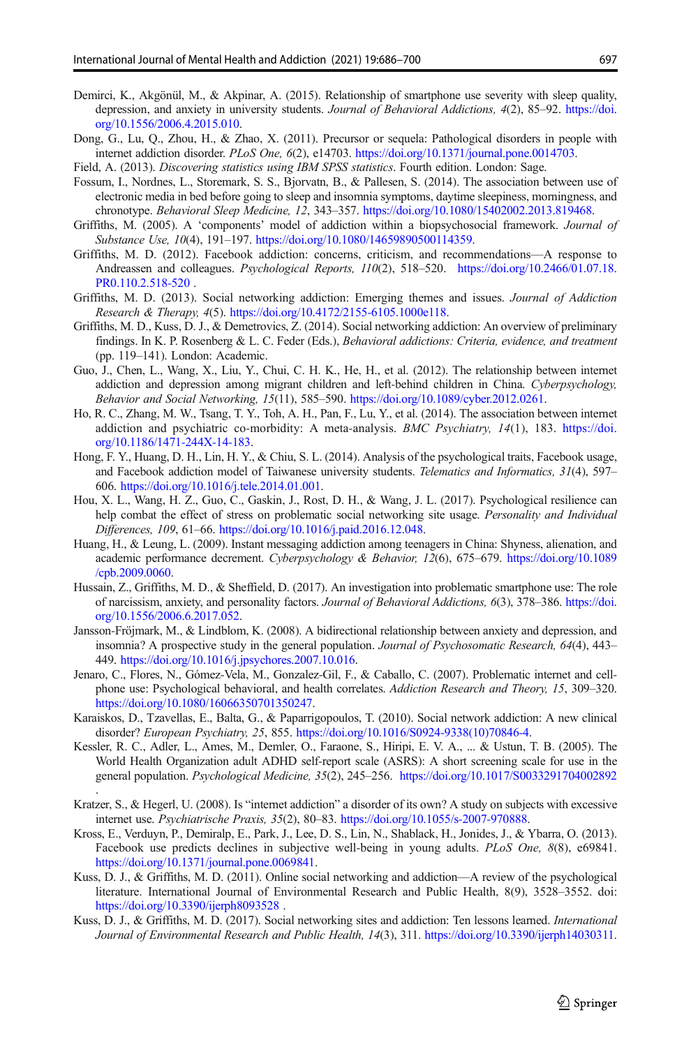Demirci, K., Akgönül, M., & Akpinar, A. (2015). Relationship of smartphone use severity with sleep quality, depression, and anxiety in university students. *Journal of Behavioral Addictions, 4*(2), 85–92. https://doi.org/10.1556/2006.4.2015.010.

Dong, G., Lu, Q., Zhou, H., & Zhao, X. (2011). Precursor or sequela: Pathological disorders in people with internet addiction disorder. *PLoS One, 6*(2), e14703. https://doi.org/10.1371/journal.pone.0014703.

Field, A. (2013). *Discovering statistics using IBM SPSS statistics*. Fourth edition. London: Sage.

Fossum, I., Nordnes, L., Storemark, S. S., Bjorvatn, B., & Pallesen, S. (2014). The association between use of electronic media in bed before going to sleep and insomnia symptoms, daytime sleepiness, morningness, and chronotype. *Behavioral Sleep Medicine, 12*, 343–357. https://doi.org/10.1080/15402002.2013.819468.

Griffiths, M. (2005). A 'components' model of addiction within a biopsychosocial framework. *Journal of Substance Use, 10*(4), 191–197. https://doi.org/10.1080/14659890500114359.

Griffiths, M. D. (2012). Facebook addiction: concerns, criticism, and recommendations—A response to Andreassen and colleagues. *Psychological Reports, 110*(2), 518–520. https://doi.org/10.2466/01.07.18.PR0.110.2.518-520 .

Griffiths, M. D. (2013). Social networking addiction: Emerging themes and issues. *Journal of Addiction Research & Therapy, 4*(5). https://doi.org/10.4172/2155-6105.1000e118.

Griffiths, M. D., Kuss, D. J., & Demetrovics, Z. (2014). Social networking addiction: An overview of preliminary findings. In K. P. Rosenberg & L. C. Feder (Eds.), *Behavioral addictions: Criteria, evidence, and treatment* (pp. 119–141). London: Academic.

Guo, J., Chen, L., Wang, X., Liu, Y., Chui, C. H. K., He, H., et al. (2012). The relationship between internet addiction and depression among migrant children and left-behind children in China. *Cyberpsychology, Behavior and Social Networking, 15*(11), 585–590. https://doi.org/10.1089/cyber.2012.0261.

Ho, R. C., Zhang, M. W., Tsang, T. Y., Toh, A. H., Pan, F., Lu, Y., et al. (2014). The association between internet addiction and psychiatric co-morbidity: A meta-analysis. *BMC Psychiatry, 14*(1), 183. https://doi.org/10.1186/1471-244X-14-183.

Hong, F. Y., Huang, D. H., Lin, H. Y., & Chiu, S. L. (2014). Analysis of the psychological traits, Facebook usage, and Facebook addiction model of Taiwanese university students. *Telematics and Informatics, 31*(4), 597–606. https://doi.org/10.1016/j.tele.2014.01.001.

Hou, X. L., Wang, H. Z., Guo, C., Gaskin, J., Rost, D. H., & Wang, J. L. (2017). Psychological resilience can help combat the effect of stress on problematic social networking site usage. *Personality and Individual Differences, 109*, 61–66. https://doi.org/10.1016/j.paid.2016.12.048.

Huang, H., & Leung, L. (2009). Instant messaging addiction among teenagers in China: Shyness, alienation, and academic performance decrement. *Cyberpsychology & Behavior, 12*(6), 675–679. https://doi.org/10.1089/cpb.2009.0060.

Hussain, Z., Griffiths, M. D., & Sheffield, D. (2017). An investigation into problematic smartphone use: The role of narcissism, anxiety, and personality factors. *Journal of Behavioral Addictions, 6*(3), 378–386. https://doi.org/10.1556/2006.6.2017.052.

Jansson-Fröjmark, M., & Lindblom, K. (2008). A bidirectional relationship between anxiety and depression, and insomnia? A prospective study in the general population. *Journal of Psychosomatic Research, 64*(4), 443–449. https://doi.org/10.1016/j.jpsychores.2007.10.016.

Jenaro, C., Flores, N., Gómez-Vela, M., Gonzalez-Gil, F., & Caballo, C. (2007). Problematic internet and cell-phone use: Psychological behavioral, and health correlates. *Addiction Research and Theory, 15*, 309–320. https://doi.org/10.1080/16066350701350247.

Karaiskos, D., Tzavellas, E., Balta, G., & Paparrigopoulos, T. (2010). Social network addiction: A new clinical disorder? *European Psychiatry, 25*, 855. https://doi.org/10.1016/S0924-9338(10)70846-4.

Kessler, R. C., Adler, L., Ames, M., Demler, O., Faraone, S., Hiripi, E. V. A., ... & Ustun, T. B. (2005). The World Health Organization adult ADHD self-report scale (ASRS): A short screening scale for use in the general population. *Psychological Medicine, 35*(2), 245–256. https://doi.org/10.1017/S0033291704002892 .

Kratzer, S., & Hegerl, U. (2008). Is "internet addiction" a disorder of its own? A study on subjects with excessive internet use. *Psychiatrische Praxis, 35*(2), 80–83. https://doi.org/10.1055/s-2007-970888.

Kross, E., Verduyn, P., Demiralp, E., Park, J., Lee, D. S., Lin, N., Shablack, H., Jonides, J., & Ybarra, O. (2013). Facebook use predicts declines in subjective well-being in young adults. *PLoS One, 8*(8), e69841. https://doi.org/10.1371/journal.pone.0069841.

Kuss, D. J., & Griffiths, M. D. (2011). Online social networking and addiction—A review of the psychological literature. International Journal of Environmental Research and Public Health, 8(9), 3528–3552. doi: https://doi.org/10.3390/ijerph8093528 .

Kuss, D. J., & Griffiths, M. D. (2017). Social networking sites and addiction: Ten lessons learned. *International Journal of Environmental Research and Public Health, 14*(3), 311. https://doi.org/10.3390/ijerph14030311.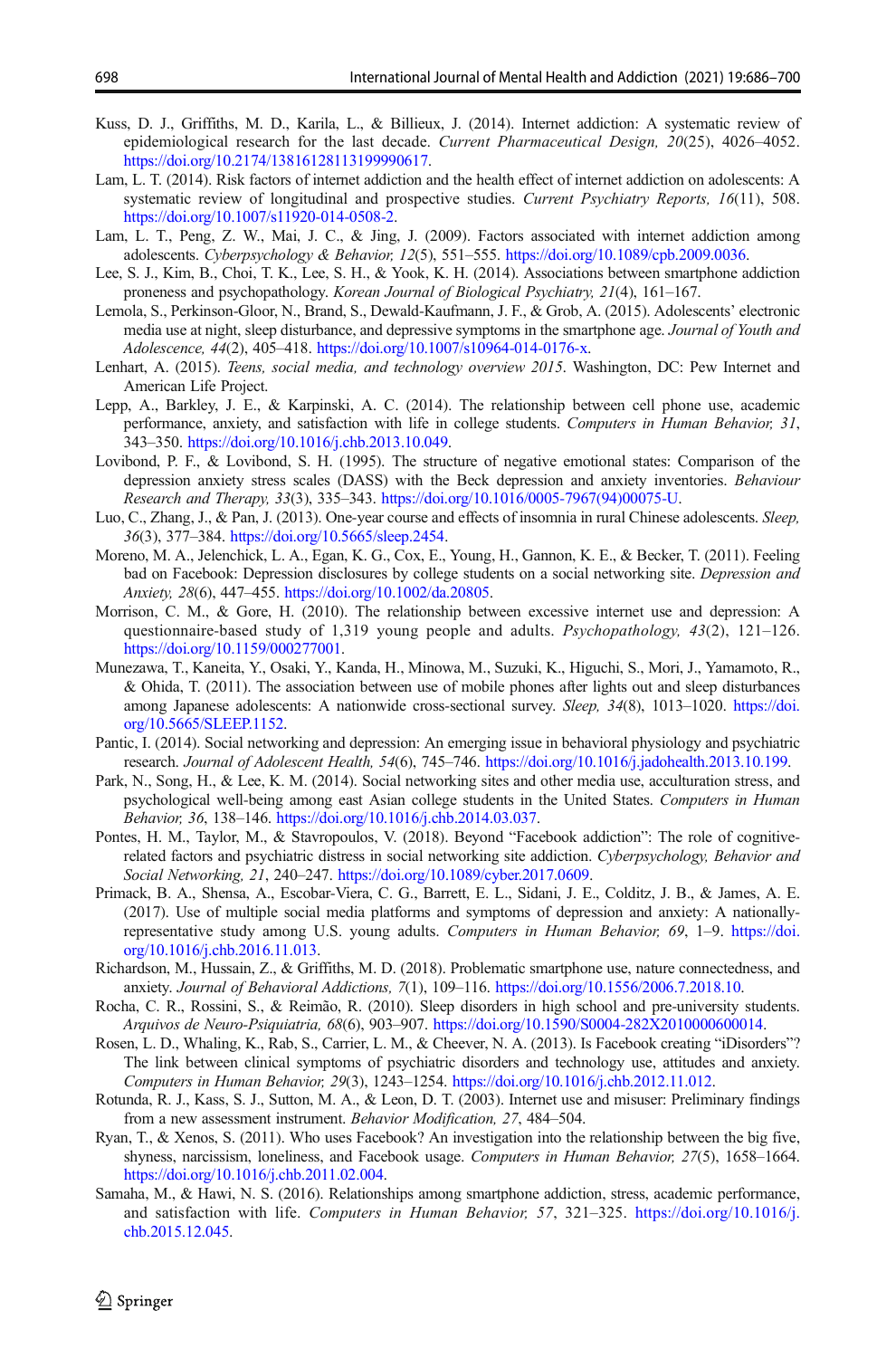Kuss, D. J., Griffiths, M. D., Karila, L., & Billieux, J. (2014). Internet addiction: A systematic review of epidemiological research for the last decade. *Current Pharmaceutical Design, 20*(25), 4026–4052. https://doi.org/10.2174/13816128113199990617.

Lam, L. T. (2014). Risk factors of internet addiction and the health effect of internet addiction on adolescents: A systematic review of longitudinal and prospective studies. *Current Psychiatry Reports, 16*(11), 508. https://doi.org/10.1007/s11920-014-0508-2.

Lam, L. T., Peng, Z. W., Mai, J. C., & Jing, J. (2009). Factors associated with internet addiction among adolescents. *Cyberpsychology & Behavior, 12*(5), 551–555. https://doi.org/10.1089/cpb.2009.0036.

Lee, S. J., Kim, B., Choi, T. K., Lee, S. H., & Yook, K. H. (2014). Associations between smartphone addiction proneness and psychopathology. *Korean Journal of Biological Psychiatry, 21*(4), 161–167.

Lemola, S., Perkinson-Gloor, N., Brand, S., Dewald-Kaufmann, J. F., & Grob, A. (2015). Adolescents' electronic media use at night, sleep disturbance, and depressive symptoms in the smartphone age. *Journal of Youth and Adolescence, 44*(2), 405–418. https://doi.org/10.1007/s10964-014-0176-x.

Lenhart, A. (2015). *Teens, social media, and technology overview 2015*. Washington, DC: Pew Internet and American Life Project.

Lepp, A., Barkley, J. E., & Karpinski, A. C. (2014). The relationship between cell phone use, academic performance, anxiety, and satisfaction with life in college students. *Computers in Human Behavior, 31*, 343–350. https://doi.org/10.1016/j.chb.2013.10.049.

Lovibond, P. F., & Lovibond, S. H. (1995). The structure of negative emotional states: Comparison of the depression anxiety stress scales (DASS) with the Beck depression and anxiety inventories. *Behaviour Research and Therapy, 33*(3), 335–343. https://doi.org/10.1016/0005-7967(94)00075-U.

Luo, C., Zhang, J., & Pan, J. (2013). One-year course and effects of insomnia in rural Chinese adolescents. *Sleep, 36*(3), 377–384. https://doi.org/10.5665/sleep.2454.

Moreno, M. A., Jelenchick, L. A., Egan, K. G., Cox, E., Young, H., Gannon, K. E., & Becker, T. (2011). Feeling bad on Facebook: Depression disclosures by college students on a social networking site. *Depression and Anxiety, 28*(6), 447–455. https://doi.org/10.1002/da.20805.

Morrison, C. M., & Gore, H. (2010). The relationship between excessive internet use and depression: A questionnaire-based study of 1,319 young people and adults. *Psychopathology, 43*(2), 121–126. https://doi.org/10.1159/000277001.

Munezawa, T., Kaneita, Y., Osaki, Y., Kanda, H., Minowa, M., Suzuki, K., Higuchi, S., Mori, J., Yamamoto, R., & Ohida, T. (2011). The association between use of mobile phones after lights out and sleep disturbances among Japanese adolescents: A nationwide cross-sectional survey. *Sleep, 34*(8), 1013–1020. https://doi.org/10.5665/SLEEP.1152.

Pantic, I. (2014). Social networking and depression: An emerging issue in behavioral physiology and psychiatric research. *Journal of Adolescent Health, 54*(6), 745–746. https://doi.org/10.1016/j.jadohealth.2013.10.199.

Park, N., Song, H., & Lee, K. M. (2014). Social networking sites and other media use, acculturation stress, and psychological well-being among east Asian college students in the United States. *Computers in Human Behavior, 36*, 138–146. https://doi.org/10.1016/j.chb.2014.03.037.

Pontes, H. M., Taylor, M., & Stavropoulos, V. (2018). Beyond "Facebook addiction": The role of cognitive-related factors and psychiatric distress in social networking site addiction. *Cyberpsychology, Behavior and Social Networking, 21*, 240–247. https://doi.org/10.1089/cyber.2017.0609.

Primack, B. A., Shensa, A., Escobar-Viera, C. G., Barrett, E. L., Sidani, J. E., Colditz, J. B., & James, A. E. (2017). Use of multiple social media platforms and symptoms of depression and anxiety: A nationally-representative study among U.S. young adults. *Computers in Human Behavior, 69*, 1–9. https://doi.org/10.1016/j.chb.2016.11.013.

Richardson, M., Hussain, Z., & Griffiths, M. D. (2018). Problematic smartphone use, nature connectedness, and anxiety. *Journal of Behavioral Addictions, 7*(1), 109–116. https://doi.org/10.1556/2006.7.2018.10.

Rocha, C. R., Rossini, S., & Reimão, R. (2010). Sleep disorders in high school and pre-university students. *Arquivos de Neuro-Psiquiatria, 68*(6), 903–907. https://doi.org/10.1590/S0004-282X2010000600014.

Rosen, L. D., Whaling, K., Rab, S., Carrier, L. M., & Cheever, N. A. (2013). Is Facebook creating "iDisorders"? The link between clinical symptoms of psychiatric disorders and technology use, attitudes and anxiety. *Computers in Human Behavior, 29*(3), 1243–1254. https://doi.org/10.1016/j.chb.2012.11.012.

Rotunda, R. J., Kass, S. J., Sutton, M. A., & Leon, D. T. (2003). Internet use and misuser: Preliminary findings from a new assessment instrument. *Behavior Modification, 27*, 484–504.

Ryan, T., & Xenos, S. (2011). Who uses Facebook? An investigation into the relationship between the big five, shyness, narcissism, loneliness, and Facebook usage. *Computers in Human Behavior, 27*(5), 1658–1664. https://doi.org/10.1016/j.chb.2011.02.004.

Samaha, M., & Hawi, N. S. (2016). Relationships among smartphone addiction, stress, academic performance, and satisfaction with life. *Computers in Human Behavior, 57*, 321–325. https://doi.org/10.1016/j.chb.2015.12.045.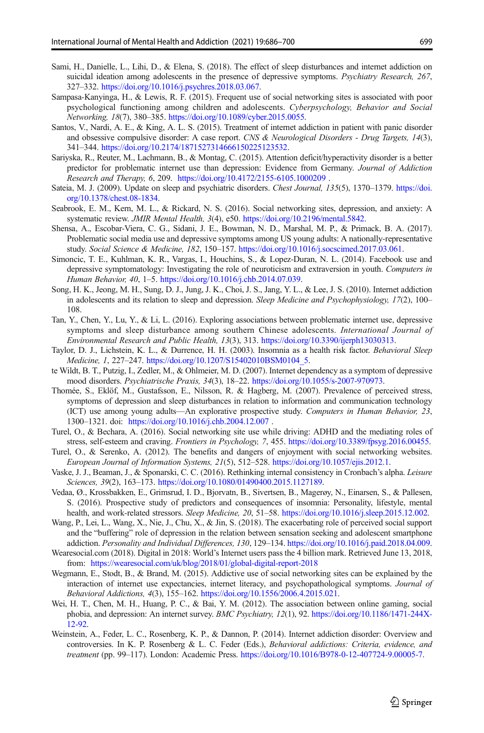Sami, H., Danielle, L., Lihi, D., & Elena, S. (2018). The effect of sleep disturbances and internet addiction on suicidal ideation among adolescents in the presence of depressive symptoms. *Psychiatry Research, 267*, 327–332. https://doi.org/10.1016/j.psychres.2018.03.067.

Sampasa-Kanyinga, H., & Lewis, R. F. (2015). Frequent use of social networking sites is associated with poor psychological functioning among children and adolescents. *Cyberpsychology, Behavior and Social Networking, 18*(7), 380–385. https://doi.org/10.1089/cyber.2015.0055.

Santos, V., Nardi, A. E., & King, A. L. S. (2015). Treatment of internet addiction in patient with panic disorder and obsessive compulsive disorder: A case report. *CNS & Neurological Disorders - Drug Targets, 14*(3), 341–344. https://doi.org/10.2174/1871527314666150225123532.

Sariyska, R., Reuter, M., Lachmann, B., & Montag, C. (2015). Attention deficit/hyperactivity disorder is a better predictor for problematic internet use than depression: Evidence from Germany. *Journal of Addiction Research and Therapy, 6*, 209. https://doi.org/10.4172/2155-6105.1000209 .

Sateia, M. J. (2009). Update on sleep and psychiatric disorders. *Chest Journal, 135*(5), 1370–1379. https://doi.org/10.1378/chest.08-1834.

Seabrook, E. M., Kern, M. L., & Rickard, N. S. (2016). Social networking sites, depression, and anxiety: A systematic review. *JMIR Mental Health, 3*(4), e50. https://doi.org/10.2196/mental.5842.

Shensa, A., Escobar-Viera, C. G., Sidani, J. E., Bowman, N. D., Marshal, M. P., & Primack, B. A. (2017). Problematic social media use and depressive symptoms among US young adults: A nationally-representative study. *Social Science & Medicine, 182*, 150–157. https://doi.org/10.1016/j.socscimed.2017.03.061.

Simoncic, T. E., Kuhlman, K. R., Vargas, I., Houchins, S., & Lopez-Duran, N. L. (2014). Facebook use and depressive symptomatology: Investigating the role of neuroticism and extraversion in youth. *Computers in Human Behavior, 40*, 1–5. https://doi.org/10.1016/j.chb.2014.07.039.

Song, H. K., Jeong, M. H., Sung, D. J., Jung, J. K., Choi, J. S., Jang, Y. L., & Lee, J. S. (2010). Internet addiction in adolescents and its relation to sleep and depression. *Sleep Medicine and Psychophysiology, 17*(2), 100–108.

Tan, Y., Chen, Y., Lu, Y., & Li, L. (2016). Exploring associations between problematic internet use, depressive symptoms and sleep disturbance among southern Chinese adolescents. *International Journal of Environmental Research and Public Health, 13*(3), 313. https://doi.org/10.3390/ijerph13030313.

Taylor, D. J., Lichstein, K. L., & Durrence, H. H. (2003). Insomnia as a health risk factor. *Behavioral Sleep Medicine, 1*, 227–247. https://doi.org/10.1207/S15402010BSM0104_5.

te Wildt, B. T., Putzig, I., Zedler, M., & Ohlmeier, M. D. (2007). Internet dependency as a symptom of depressive mood disorders. *Psychiatrische Praxis, 34*(3), 18–22. https://doi.org/10.1055/s-2007-970973.

Thomée, S., Eklöf, M., Gustafsson, E., Nilsson, R. & Hagberg, M. (2007). Prevalence of perceived stress, symptoms of depression and sleep disturbances in relation to information and communication technology (ICT) use among young adults—An explorative prospective study. *Computers in Human Behavior, 23*, 1300–1321. doi: https://doi.org/10.1016/j.chb.2004.12.007 .

Turel, O., & Bechara, A. (2016). Social networking site use while driving: ADHD and the mediating roles of stress, self-esteem and craving. *Frontiers in Psychology, 7*, 455. https://doi.org/10.3389/fpsyg.2016.00455.

Turel, O., & Serenko, A. (2012). The benefits and dangers of enjoyment with social networking websites. *European Journal of Information Systems, 21*(5), 512–528. https://doi.org/10.1057/ejis.2012.1.

Vaske, J. J., Beaman, J., & Sponarski, C. C. (2016). Rethinking internal consistency in Cronbach's alpha. *Leisure Sciences, 39*(2), 163–173. https://doi.org/10.1080/01490400.2015.1127189.

Vedaa, Ø., Krossbakken, E., Grimsrud, I. D., Bjorvatn, B., Sivertsen, B., Magerøy, N., Einarsen, S., & Pallesen, S. (2016). Prospective study of predictors and consequences of insomnia: Personality, lifestyle, mental health, and work-related stressors. *Sleep Medicine, 20*, 51–58. https://doi.org/10.1016/j.sleep.2015.12.002.

Wang, P., Lei, L., Wang, X., Nie, J., Chu, X., & Jin, S. (2018). The exacerbating role of perceived social support and the "buffering" role of depression in the relation between sensation seeking and adolescent smartphone addiction. *Personality and Individual Differences, 130*, 129–134. https://doi.org/10.1016/j.paid.2018.04.009.

Wearesocial.com (2018). Digital in 2018: World's Internet users pass the 4 billion mark. Retrieved June 13, 2018, from: https://wearesocial.com/uk/blog/2018/01/global-digital-report-2018

Wegmann, E., Stodt, B., & Brand, M. (2015). Addictive use of social networking sites can be explained by the interaction of internet use expectancies, internet literacy, and psychopathological symptoms. *Journal of Behavioral Addictions, 4*(3), 155–162. https://doi.org/10.1556/2006.4.2015.021.

Wei, H. T., Chen, M. H., Huang, P. C., & Bai, Y. M. (2012). The association between online gaming, social phobia, and depression: An internet survey. *BMC Psychiatry, 12*(1), 92. https://doi.org/10.1186/1471-244X-12-92.

Weinstein, A., Feder, L. C., Rosenberg, K. P., & Dannon, P. (2014). Internet addiction disorder: Overview and controversies. In K. P. Rosenberg & L. C. Feder (Eds.), *Behavioral addictions: Criteria, evidence, and treatment* (pp. 99–117). London: Academic Press. https://doi.org/10.1016/B978-0-12-407724-9.00005-7.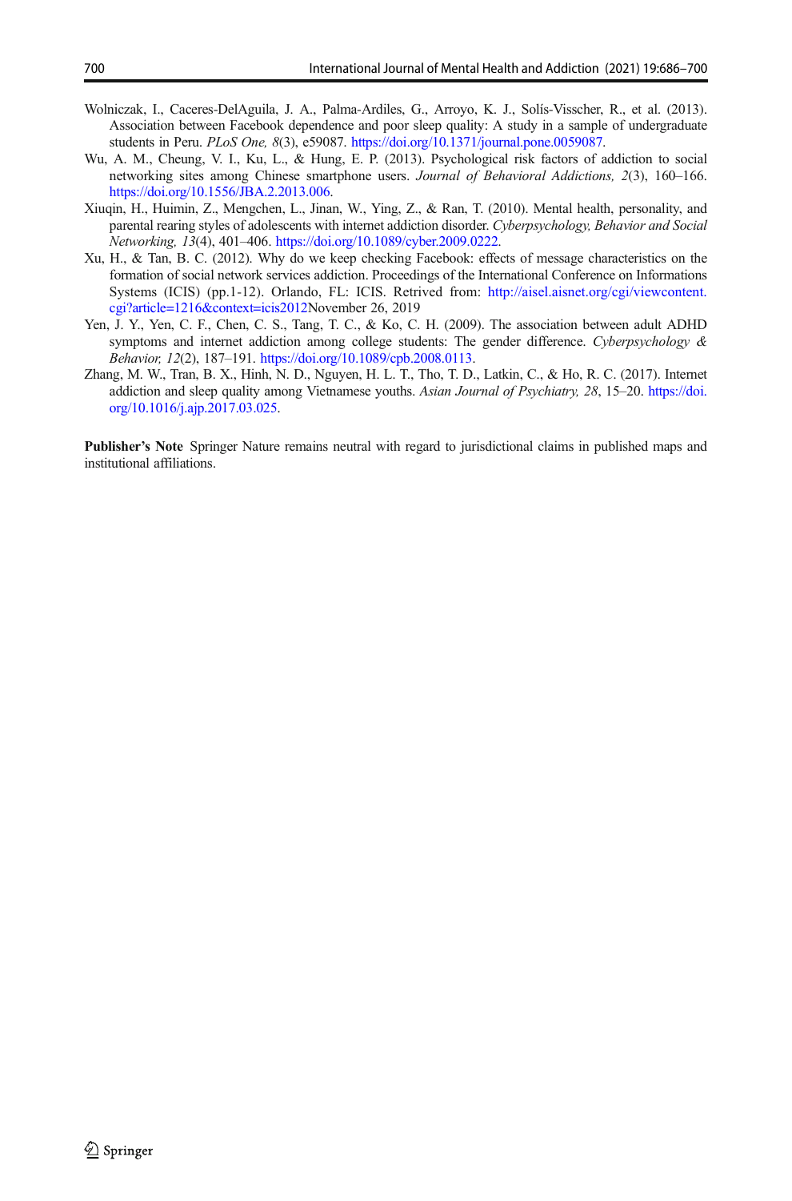Wolniczak, I., Caceres-DelAguila, J. A., Palma-Ardiles, G., Arroyo, K. J., Solís-Visscher, R., et al. (2013). Association between Facebook dependence and poor sleep quality: A study in a sample of undergraduate students in Peru. *PLoS One, 8*(3), e59087. https://doi.org/10.1371/journal.pone.0059087.

Wu, A. M., Cheung, V. I., Ku, L., & Hung, E. P. (2013). Psychological risk factors of addiction to social networking sites among Chinese smartphone users. *Journal of Behavioral Addictions, 2*(3), 160–166. https://doi.org/10.1556/JBA.2.2013.006.

Xiuqin, H., Huimin, Z., Mengchen, L., Jinan, W., Ying, Z., & Ran, T. (2010). Mental health, personality, and parental rearing styles of adolescents with internet addiction disorder. *Cyberpsychology, Behavior and Social Networking, 13*(4), 401–406. https://doi.org/10.1089/cyber.2009.0222.

Xu, H., & Tan, B. C. (2012). Why do we keep checking Facebook: effects of message characteristics on the formation of social network services addiction. Proceedings of the International Conference on Informations Systems (ICIS) (pp.1-12). Orlando, FL: ICIS. Retrived from: http://aisel.aisnet.org/cgi/viewcontent.cgi?article=1216&context=icis2012November 26, 2019

Yen, J. Y., Yen, C. F., Chen, C. S., Tang, T. C., & Ko, C. H. (2009). The association between adult ADHD symptoms and internet addiction among college students: The gender difference. *Cyberpsychology & Behavior, 12*(2), 187–191. https://doi.org/10.1089/cpb.2008.0113.

Zhang, M. W., Tran, B. X., Hinh, N. D., Nguyen, H. L. T., Tho, T. D., Latkin, C., & Ho, R. C. (2017). Internet addiction and sleep quality among Vietnamese youths. *Asian Journal of Psychiatry, 28*, 15–20. https://doi.org/10.1016/j.ajp.2017.03.025.

**Publisher's Note** Springer Nature remains neutral with regard to jurisdictional claims in published maps and institutional affiliations.